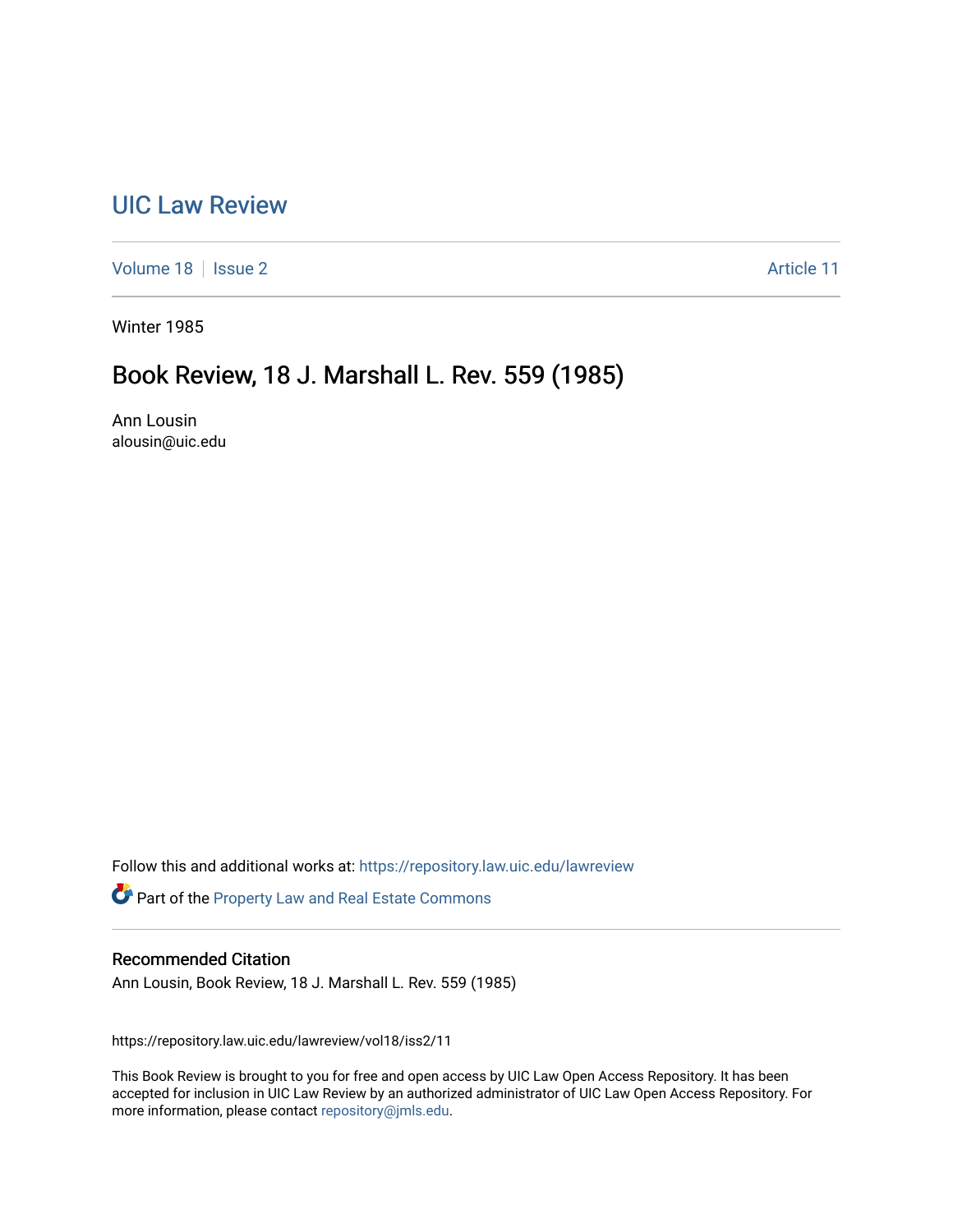# UIC Law Review

Volume 18 | Issue 2 | Article 11

Winter 1985

## Book Review, 18 J. Marshall L. Rev. 559 (1985)

Ann Lousin
alousin@uic.edu

Follow this and additional works at: https://repository.law.uic.edu/lawreview

Part of the Property Law and Real Estate Commons

### Recommended Citation

Ann Lousin, Book Review, 18 J. Marshall L. Rev. 559 (1985)

https://repository.law.uic.edu/lawreview/vol18/iss2/11

This Book Review is brought to you for free and open access by UIC Law Open Access Repository. It has been accepted for inclusion in UIC Law Review by an authorized administrator of UIC Law Open Access Repository. For more information, please contact repository@jmls.edu.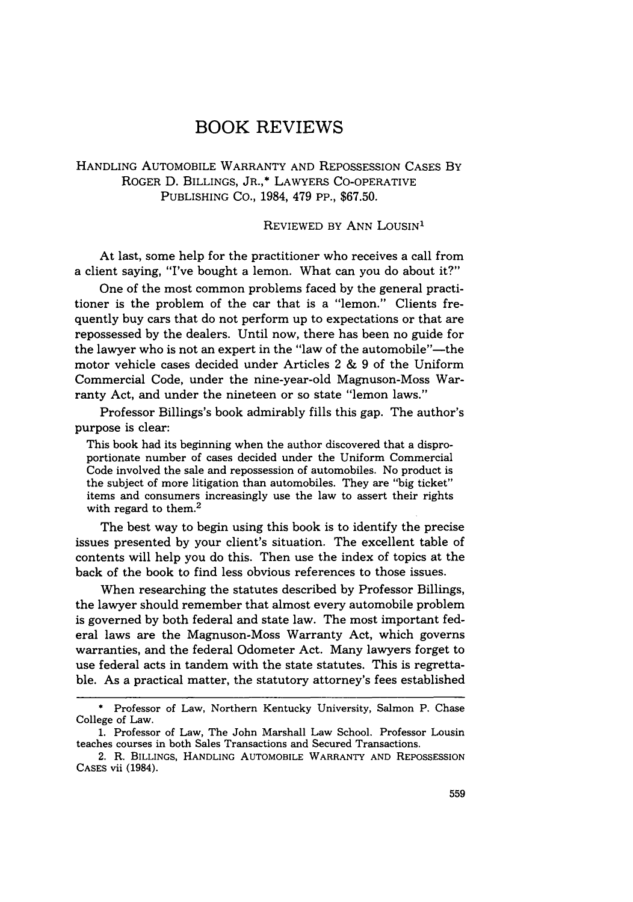# BOOK REVIEWS

HANDLING AUTOMOBILE WARRANTY AND REPOSSESSION CASES BY ROGER D. BILLINGS, JR.,* LAWYERS CO-OPERATIVE PUBLISHING CO., 1984, 479 PP., $67.50.

REVIEWED BY ANN LOUSIN[1]

At last, some help for the practitioner who receives a call from a client saying, "I've bought a lemon. What can you do about it?"

One of the most common problems faced by the general practitioner is the problem of the car that is a "lemon." Clients frequently buy cars that do not perform up to expectations or that are repossessed by the dealers. Until now, there has been no guide for the lawyer who is not an expert in the "law of the automobile"—the motor vehicle cases decided under Articles 2 & 9 of the Uniform Commercial Code, under the nine-year-old Magnuson-Moss Warranty Act, and under the nineteen or so state "lemon laws."

Professor Billings's book admirably fills this gap. The author's purpose is clear:

> This book had its beginning when the author discovered that a disproportionate number of cases decided under the Uniform Commercial Code involved the sale and repossession of automobiles. No product is the subject of more litigation than automobiles. They are "big ticket" items and consumers increasingly use the law to assert their rights with regard to them.[2]

The best way to begin using this book is to identify the precise issues presented by your client's situation. The excellent table of contents will help you do this. Then use the index of topics at the back of the book to find less obvious references to those issues.

When researching the statutes described by Professor Billings, the lawyer should remember that almost every automobile problem is governed by both federal and state law. The most important federal laws are the Magnuson-Moss Warranty Act, which governs warranties, and the federal Odometer Act. Many lawyers forget to use federal acts in tandem with the state statutes. This is regrettable. As a practical matter, the statutory attorney's fees established

---

\* Professor of Law, Northern Kentucky University, Salmon P. Chase College of Law.

1. Professor of Law, The John Marshall Law School. Professor Lousin teaches courses in both Sales Transactions and Secured Transactions.

2. R. BILLINGS, HANDLING AUTOMOBILE WARRANTY AND REPOSSESSION CASES vii (1984).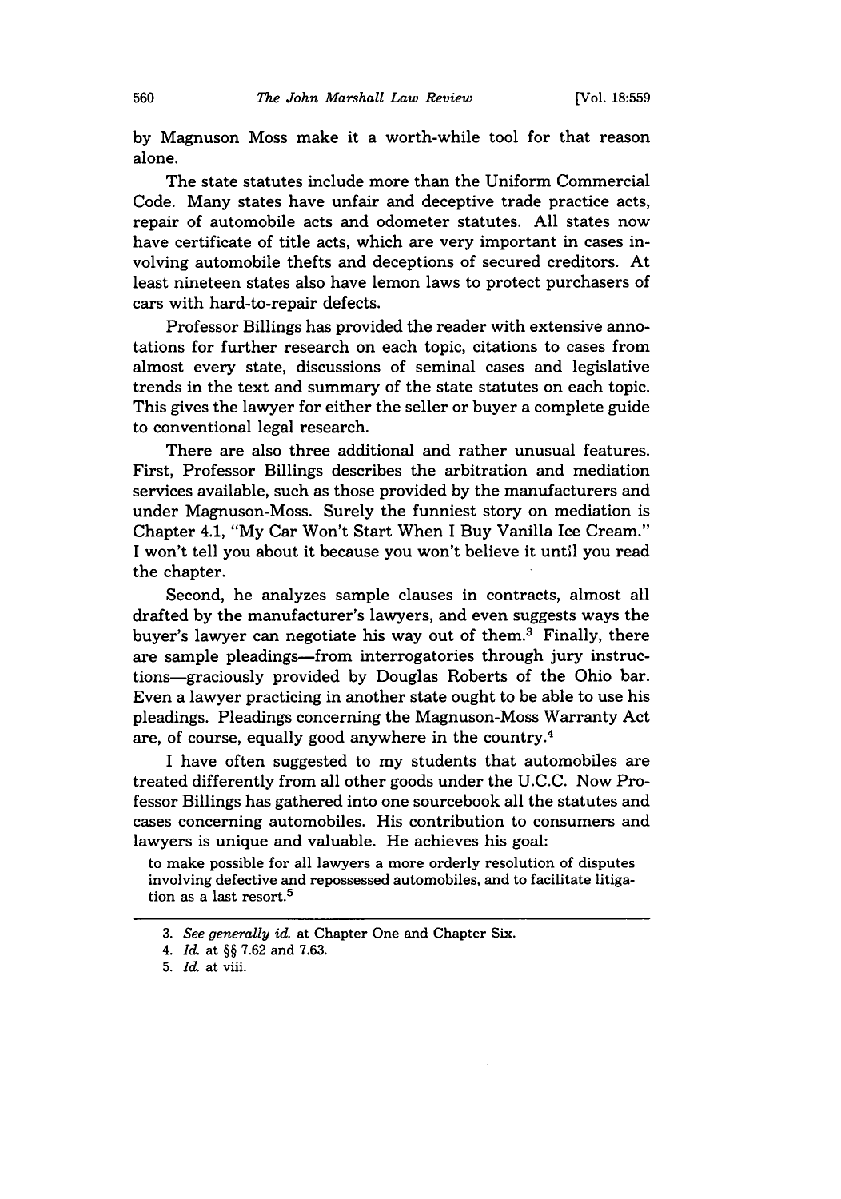by Magnuson Moss make it a worth-while tool for that reason alone.

The state statutes include more than the Uniform Commercial Code. Many states have unfair and deceptive trade practice acts, repair of automobile acts and odometer statutes. All states now have certificate of title acts, which are very important in cases involving automobile thefts and deceptions of secured creditors. At least nineteen states also have lemon laws to protect purchasers of cars with hard-to-repair defects.

Professor Billings has provided the reader with extensive annotations for further research on each topic, citations to cases from almost every state, discussions of seminal cases and legislative trends in the text and summary of the state statutes on each topic. This gives the lawyer for either the seller or buyer a complete guide to conventional legal research.

There are also three additional and rather unusual features. First, Professor Billings describes the arbitration and mediation services available, such as those provided by the manufacturers and under Magnuson-Moss. Surely the funniest story on mediation is Chapter 4.1, "My Car Won't Start When I Buy Vanilla Ice Cream." I won't tell you about it because you won't believe it until you read the chapter.

Second, he analyzes sample clauses in contracts, almost all drafted by the manufacturer's lawyers, and even suggests ways the buyer's lawyer can negotiate his way out of them.[3] Finally, there are sample pleadings—from interrogatories through jury instructions—graciously provided by Douglas Roberts of the Ohio bar. Even a lawyer practicing in another state ought to be able to use his pleadings. Pleadings concerning the Magnuson-Moss Warranty Act are, of course, equally good anywhere in the country.[4]

I have often suggested to my students that automobiles are treated differently from all other goods under the U.C.C. Now Professor Billings has gathered into one sourcebook all the statutes and cases concerning automobiles. His contribution to consumers and lawyers is unique and valuable. He achieves his goal:

> to make possible for all lawyers a more orderly resolution of disputes involving defective and repossessed automobiles, and to facilitate litigation as a last resort.[5]

---

3. *See generally id.* at Chapter One and Chapter Six.
4. *Id.* at §§ 7.62 and 7.63.
5. *Id.* at viii.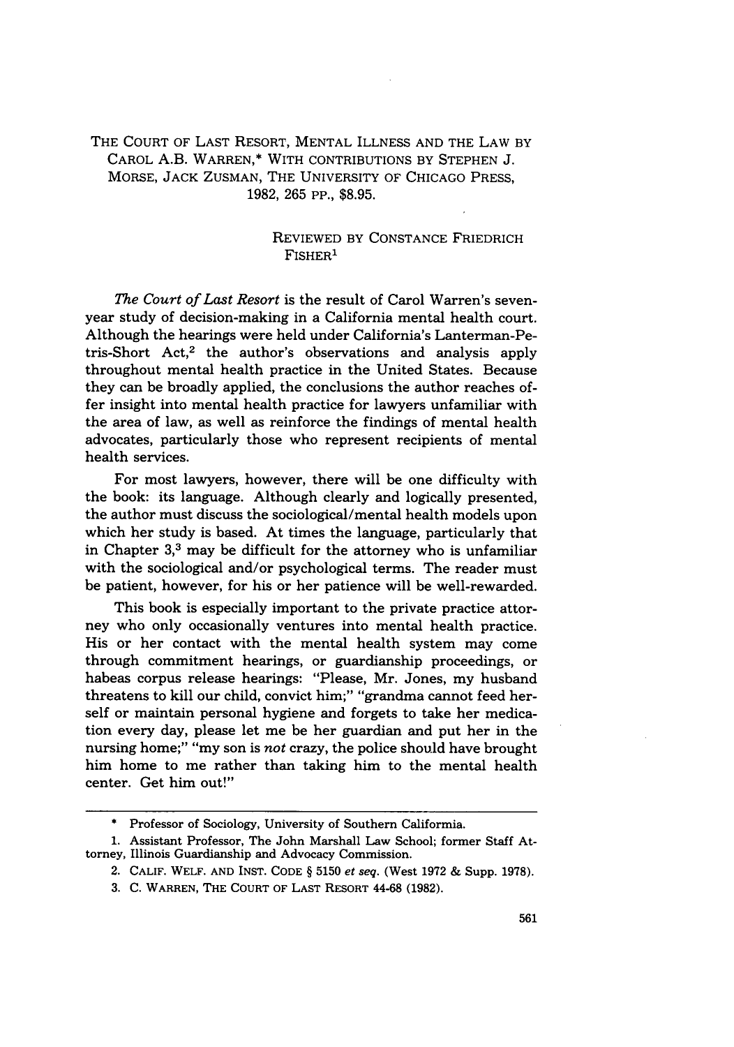THE COURT OF LAST RESORT, MENTAL ILLNESS AND THE LAW BY CAROL A.B. WARREN,* WITH CONTRIBUTIONS BY STEPHEN J. MORSE, JACK ZUSMAN, THE UNIVERSITY OF CHICAGO PRESS, 1982, 265 PP., $8.95.

REVIEWED BY CONSTANCE FRIEDRICH FISHER[1]

*The Court of Last Resort* is the result of Carol Warren's seven-year study of decision-making in a California mental health court. Although the hearings were held under California's Lanterman-Petris-Short Act,[2] the author's observations and analysis apply throughout mental health practice in the United States. Because they can be broadly applied, the conclusions the author reaches offer insight into mental health practice for lawyers unfamiliar with the area of law, as well as reinforce the findings of mental health advocates, particularly those who represent recipients of mental health services.

For most lawyers, however, there will be one difficulty with the book: its language. Although clearly and logically presented, the author must discuss the sociological/mental health models upon which her study is based. At times the language, particularly that in Chapter 3,[3] may be difficult for the attorney who is unfamiliar with the sociological and/or psychological terms. The reader must be patient, however, for his or her patience will be well-rewarded.

This book is especially important to the private practice attorney who only occasionally ventures into mental health practice. His or her contact with the mental health system may come through commitment hearings, or guardianship proceedings, or habeas corpus release hearings: "Please, Mr. Jones, my husband threatens to kill our child, convict him;" "grandma cannot feed herself or maintain personal hygiene and forgets to take her medication every day, please let me be her guardian and put her in the nursing home;" "my son is *not* crazy, the police should have brought him home to me rather than taking him to the mental health center. Get him out!"

---

\* Professor of Sociology, University of Southern California.

1. Assistant Professor, The John Marshall Law School; former Staff Attorney, Illinois Guardianship and Advocacy Commission.

2. CALIF. WELF. AND INST. CODE § 5150 *et seq.* (West 1972 & Supp. 1978).

3. C. WARREN, THE COURT OF LAST RESORT 44-68 (1982).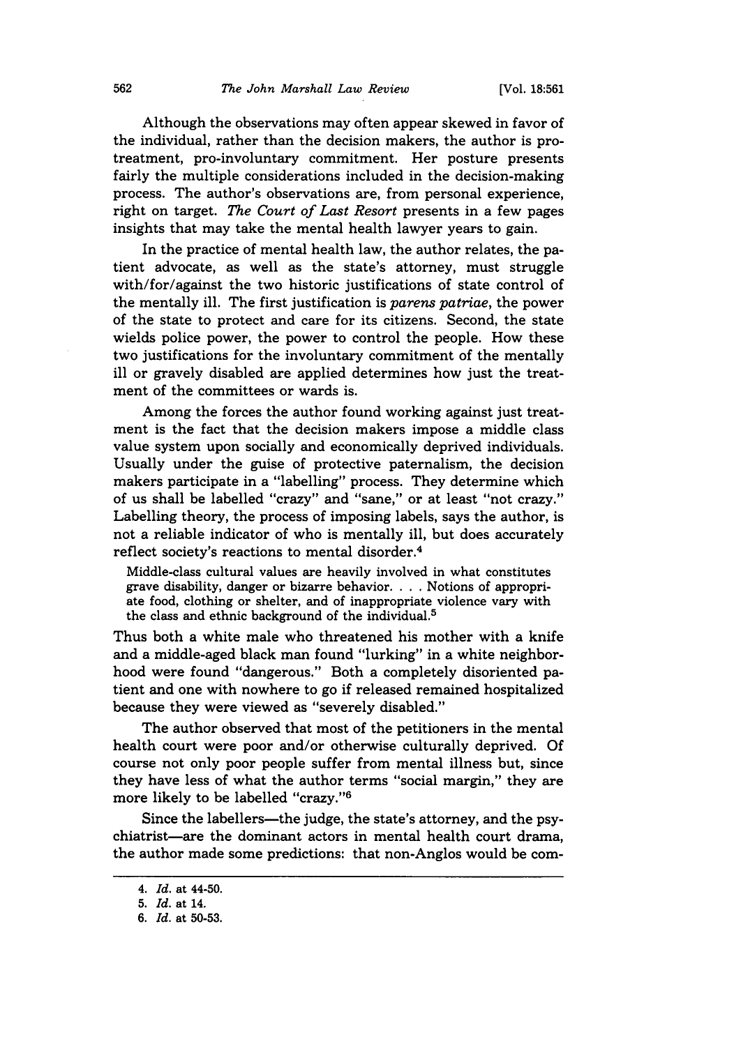Although the observations may often appear skewed in favor of the individual, rather than the decision makers, the author is pro-treatment, pro-involuntary commitment. Her posture presents fairly the multiple considerations included in the decision-making process. The author's observations are, from personal experience, right on target. *The Court of Last Resort* presents in a few pages insights that may take the mental health lawyer years to gain.

In the practice of mental health law, the author relates, the patient advocate, as well as the state's attorney, must struggle with/for/against the two historic justifications of state control of the mentally ill. The first justification is *parens patriae*, the power of the state to protect and care for its citizens. Second, the state wields police power, the power to control the people. How these two justifications for the involuntary commitment of the mentally ill or gravely disabled are applied determines how just the treatment of the committees or wards is.

Among the forces the author found working against just treatment is the fact that the decision makers impose a middle class value system upon socially and economically deprived individuals. Usually under the guise of protective paternalism, the decision makers participate in a "labelling" process. They determine which of us shall be labelled "crazy" and "sane," or at least "not crazy." Labelling theory, the process of imposing labels, says the author, is not a reliable indicator of who is mentally ill, but does accurately reflect society's reactions to mental disorder.[4]

> Middle-class cultural values are heavily involved in what constitutes grave disability, danger or bizarre behavior. . . . Notions of appropriate food, clothing or shelter, and of inappropriate violence vary with the class and ethnic background of the individual.[5]

Thus both a white male who threatened his mother with a knife and a middle-aged black man found "lurking" in a white neighborhood were found "dangerous." Both a completely disoriented patient and one with nowhere to go if released remained hospitalized because they were viewed as "severely disabled."

The author observed that most of the petitioners in the mental health court were poor and/or otherwise culturally deprived. Of course not only poor people suffer from mental illness but, since they have less of what the author terms "social margin," they are more likely to be labelled "crazy."[6]

Since the labellers—the judge, the state's attorney, and the psychiatrist—are the dominant actors in mental health court drama, the author made some predictions: that non-Anglos would be com-

---

4. *Id.* at 44-50.
5. *Id.* at 14.
6. *Id.* at 50-53.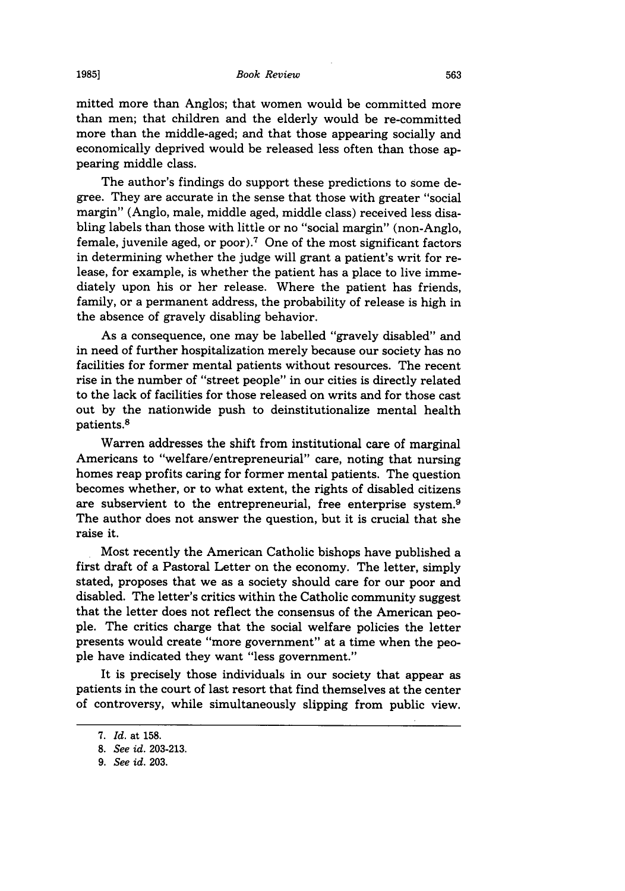mitted more than Anglos; that women would be committed more than men; that children and the elderly would be re-committed more than the middle-aged; and that those appearing socially and economically deprived would be released less often than those appearing middle class.

The author's findings do support these predictions to some degree. They are accurate in the sense that those with greater "social margin" (Anglo, male, middle aged, middle class) received less disabling labels than those with little or no "social margin" (non-Anglo, female, juvenile aged, or poor).[7] One of the most significant factors in determining whether the judge will grant a patient's writ for release, for example, is whether the patient has a place to live immediately upon his or her release. Where the patient has friends, family, or a permanent address, the probability of release is high in the absence of gravely disabling behavior.

As a consequence, one may be labelled "gravely disabled" and in need of further hospitalization merely because our society has no facilities for former mental patients without resources. The recent rise in the number of "street people" in our cities is directly related to the lack of facilities for those released on writs and for those cast out by the nationwide push to deinstitutionalize mental health patients.[8]

Warren addresses the shift from institutional care of marginal Americans to "welfare/entrepreneurial" care, noting that nursing homes reap profits caring for former mental patients. The question becomes whether, or to what extent, the rights of disabled citizens are subservient to the entrepreneurial, free enterprise system.[9] The author does not answer the question, but it is crucial that she raise it.

Most recently the American Catholic bishops have published a first draft of a Pastoral Letter on the economy. The letter, simply stated, proposes that we as a society should care for our poor and disabled. The letter's critics within the Catholic community suggest that the letter does not reflect the consensus of the American people. The critics charge that the social welfare policies the letter presents would create "more government" at a time when the people have indicated they want "less government."

It is precisely those individuals in our society that appear as patients in the court of last resort that find themselves at the center of controversy, while simultaneously slipping from public view.

---

7. *Id.* at 158.

8. *See id.* 203-213.

9. *See id.* 203.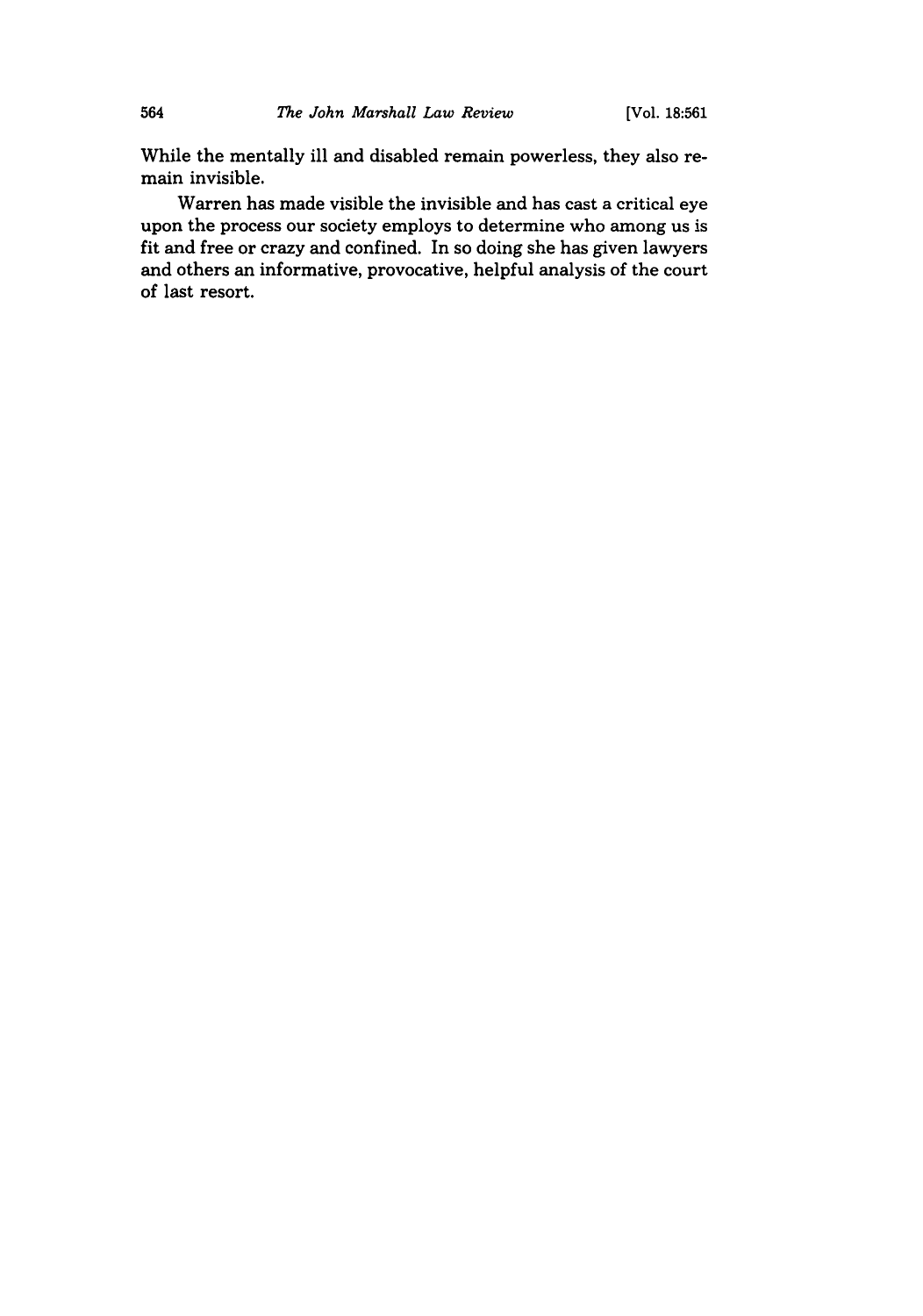While the mentally ill and disabled remain powerless, they also remain invisible.

Warren has made visible the invisible and has cast a critical eye upon the process our society employs to determine who among us is fit and free or crazy and confined. In so doing she has given lawyers and others an informative, provocative, helpful analysis of the court of last resort.